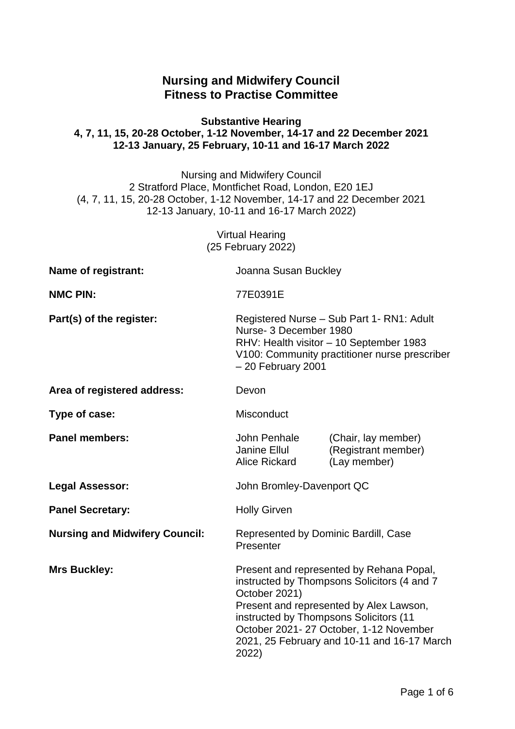# Nursing and Midwifery Council
# Fitness to Practise Committee

**Substantive Hearing**
**4, 7, 11, 15, 20-28 October, 1-12 November, 14-17 and 22 December 2021**
**12-13 January, 25 February, 10-11 and 16-17 March 2022**

Nursing and Midwifery Council
2 Stratford Place, Montfichet Road, London, E20 1EJ
(4, 7, 11, 15, 20-28 October, 1-12 November, 14-17 and 22 December 2021
12-13 January, 10-11 and 16-17 March 2022)

Virtual Hearing
(25 February 2022)

| | | |
|---|---|---|
| **Name of registrant:** | Joanna Susan Buckley | |
| **NMC PIN:** | 77E0391E | |
| **Part(s) of the register:** | Registered Nurse – Sub Part 1- RN1: Adult Nurse- 3 December 1980<br>RHV: Health visitor – 10 September 1983<br>V100: Community practitioner nurse prescriber – 20 February 2001 | |
| **Area of registered address:** | Devon | |
| **Type of case:** | Misconduct | |
| **Panel members:** | John Penhale<br>Janine Ellul<br>Alice Rickard | (Chair, lay member)<br>(Registrant member)<br>(Lay member) |
| **Legal Assessor:** | John Bromley-Davenport QC | |
| **Panel Secretary:** | Holly Girven | |
| **Nursing and Midwifery Council:** | Represented by Dominic Bardill, Case Presenter | |
| **Mrs Buckley:** | Present and represented by Rehana Popal, instructed by Thompsons Solicitors (4 and 7 October 2021)<br>Present and represented by Alex Lawson, instructed by Thompsons Solicitors (11 October 2021- 27 October, 1-12 November 2021, 25 February and 10-11 and 16-17 March 2022) | |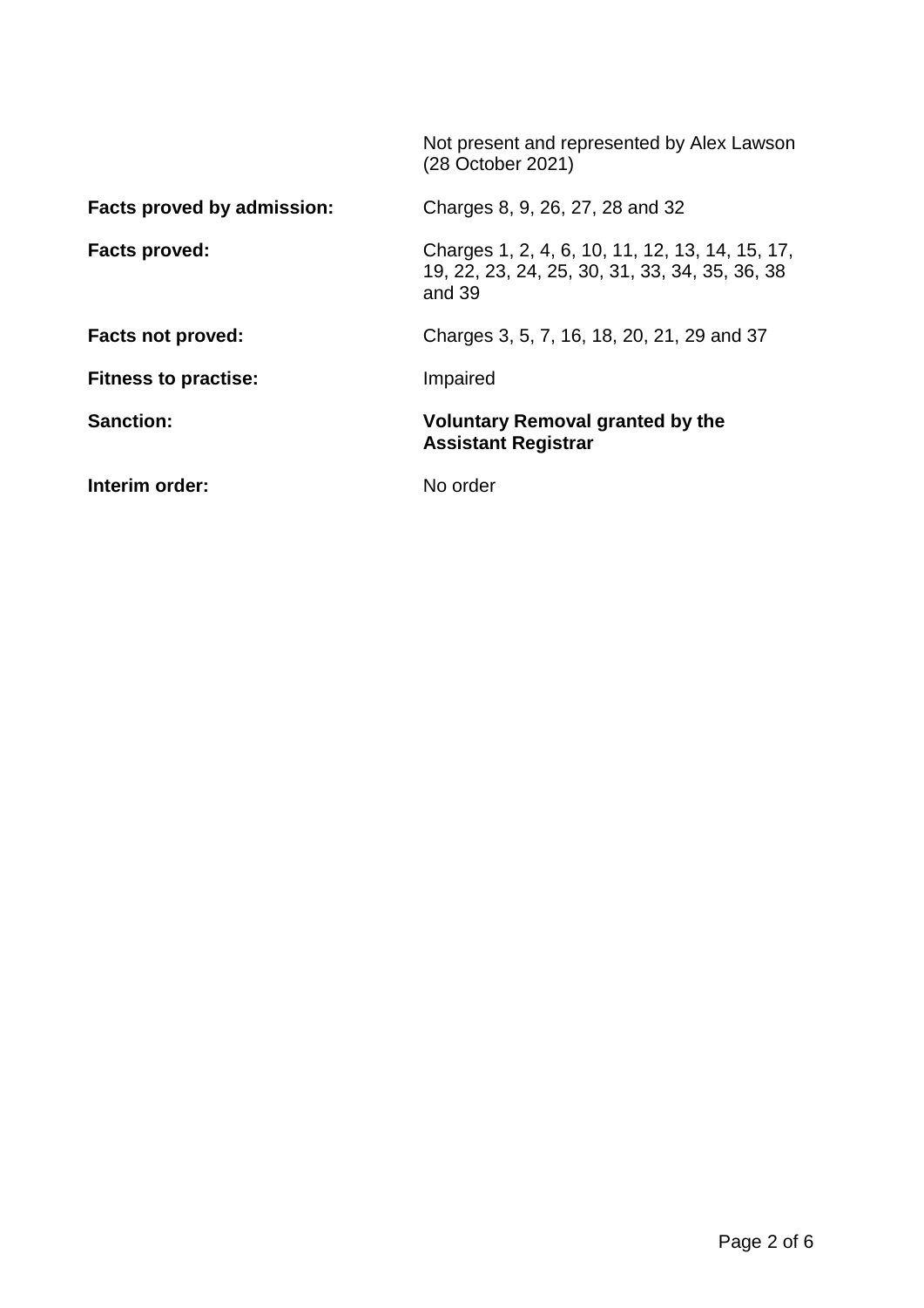| | |
|---|---|
| | Not present and represented by Alex Lawson (28 October 2021) |
| **Facts proved by admission:** | Charges 8, 9, 26, 27, 28 and 32 |
| **Facts proved:** | Charges 1, 2, 4, 6, 10, 11, 12, 13, 14, 15, 17, 19, 22, 23, 24, 25, 30, 31, 33, 34, 35, 36, 38 and 39 |
| **Facts not proved:** | Charges 3, 5, 7, 16, 18, 20, 21, 29 and 37 |
| **Fitness to practise:** | Impaired |
| **Sanction:** | **Voluntary Removal granted by the Assistant Registrar** |
| **Interim order:** | No order |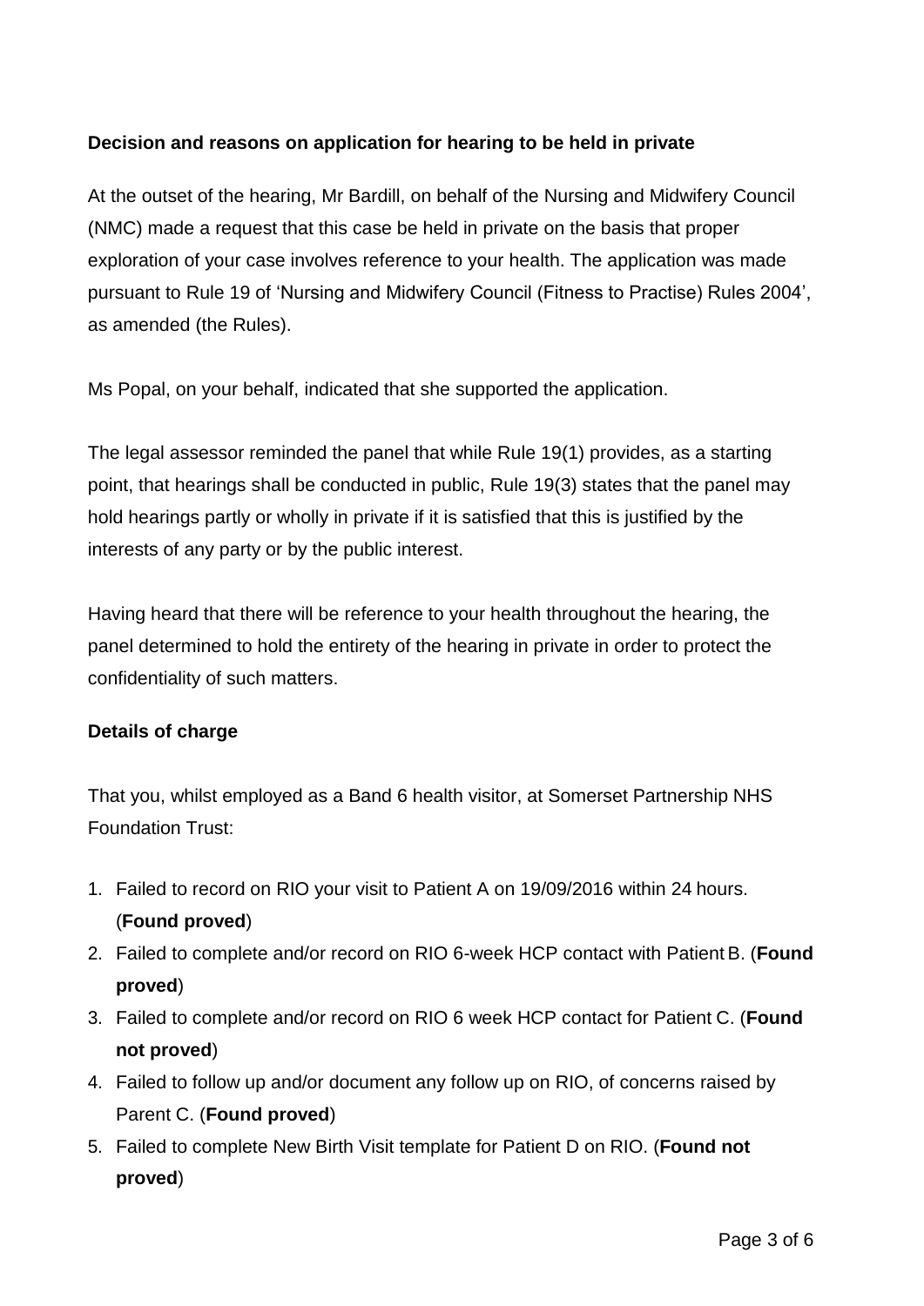**Decision and reasons on application for hearing to be held in private**

At the outset of the hearing, Mr Bardill, on behalf of the Nursing and Midwifery Council (NMC) made a request that this case be held in private on the basis that proper exploration of your case involves reference to your health. The application was made pursuant to Rule 19 of 'Nursing and Midwifery Council (Fitness to Practise) Rules 2004', as amended (the Rules).

Ms Popal, on your behalf, indicated that she supported the application.

The legal assessor reminded the panel that while Rule 19(1) provides, as a starting point, that hearings shall be conducted in public, Rule 19(3) states that the panel may hold hearings partly or wholly in private if it is satisfied that this is justified by the interests of any party or by the public interest.

Having heard that there will be reference to your health throughout the hearing, the panel determined to hold the entirety of the hearing in private in order to protect the confidentiality of such matters.

**Details of charge**

That you, whilst employed as a Band 6 health visitor, at Somerset Partnership NHS Foundation Trust:

1. Failed to record on RIO your visit to Patient A on 19/09/2016 within 24 hours. (**Found proved**)
2. Failed to complete and/or record on RIO 6-week HCP contact with Patient B. (**Found proved**)
3. Failed to complete and/or record on RIO 6 week HCP contact for Patient C. (**Found not proved**)
4. Failed to follow up and/or document any follow up on RIO, of concerns raised by Parent C. (**Found proved**)
5. Failed to complete New Birth Visit template for Patient D on RIO. (**Found not proved**)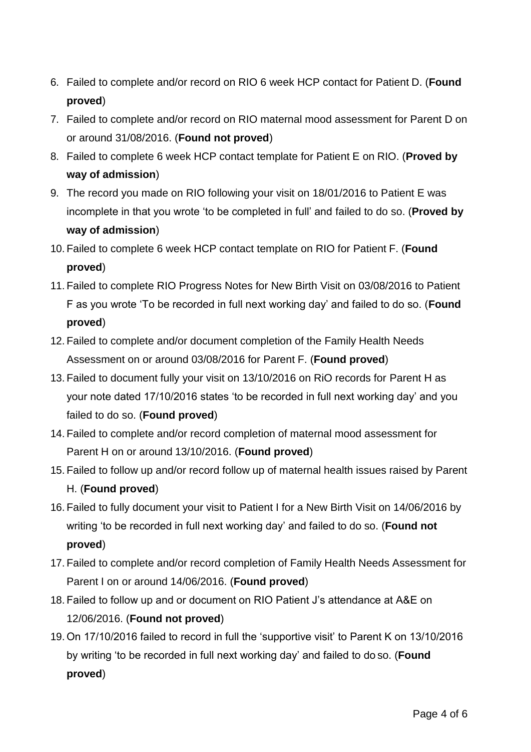6. Failed to complete and/or record on RIO 6 week HCP contact for Patient D. (**Found proved**)
7. Failed to complete and/or record on RIO maternal mood assessment for Parent D on or around 31/08/2016. (**Found not proved**)
8. Failed to complete 6 week HCP contact template for Patient E on RIO. (**Proved by way of admission**)
9. The record you made on RIO following your visit on 18/01/2016 to Patient E was incomplete in that you wrote 'to be completed in full' and failed to do so. (**Proved by way of admission**)
10. Failed to complete 6 week HCP contact template on RIO for Patient F. (**Found proved**)
11. Failed to complete RIO Progress Notes for New Birth Visit on 03/08/2016 to Patient F as you wrote 'To be recorded in full next working day' and failed to do so. (**Found proved**)
12. Failed to complete and/or document completion of the Family Health Needs Assessment on or around 03/08/2016 for Parent F. (**Found proved**)
13. Failed to document fully your visit on 13/10/2016 on RiO records for Parent H as your note dated 17/10/2016 states 'to be recorded in full next working day' and you failed to do so. (**Found proved**)
14. Failed to complete and/or record completion of maternal mood assessment for Parent H on or around 13/10/2016. (**Found proved**)
15. Failed to follow up and/or record follow up of maternal health issues raised by Parent H. (**Found proved**)
16. Failed to fully document your visit to Patient I for a New Birth Visit on 14/06/2016 by writing 'to be recorded in full next working day' and failed to do so. (**Found not proved**)
17. Failed to complete and/or record completion of Family Health Needs Assessment for Parent I on or around 14/06/2016. (**Found proved**)
18. Failed to follow up and or document on RIO Patient J's attendance at A&E on 12/06/2016. (**Found not proved**)
19. On 17/10/2016 failed to record in full the 'supportive visit' to Parent K on 13/10/2016 by writing 'to be recorded in full next working day' and failed to do so. (**Found proved**)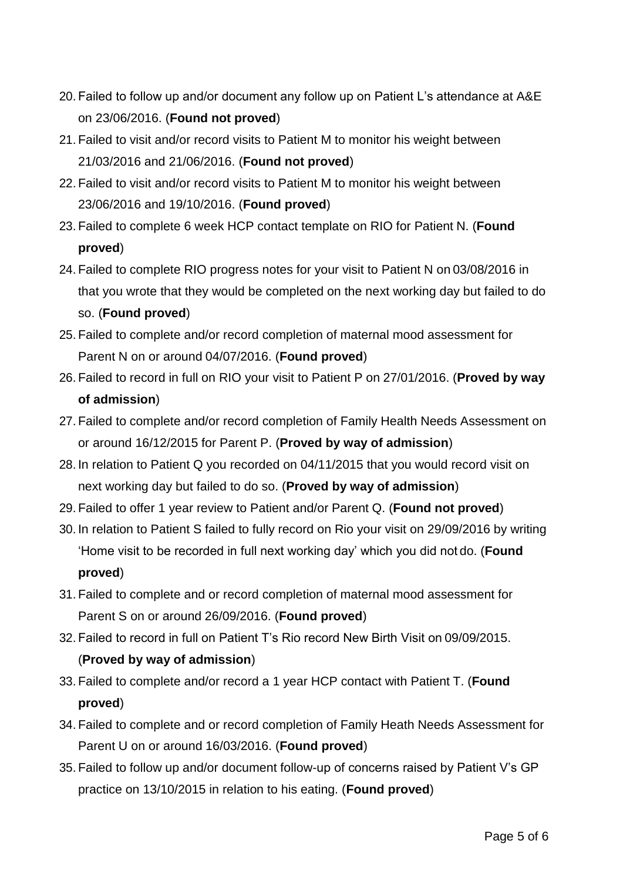20. Failed to follow up and/or document any follow up on Patient L's attendance at A&E on 23/06/2016. (**Found not proved**)
21. Failed to visit and/or record visits to Patient M to monitor his weight between 21/03/2016 and 21/06/2016. (**Found not proved**)
22. Failed to visit and/or record visits to Patient M to monitor his weight between 23/06/2016 and 19/10/2016. (**Found proved**)
23. Failed to complete 6 week HCP contact template on RIO for Patient N. (**Found proved**)
24. Failed to complete RIO progress notes for your visit to Patient N on 03/08/2016 in that you wrote that they would be completed on the next working day but failed to do so. (**Found proved**)
25. Failed to complete and/or record completion of maternal mood assessment for Parent N on or around 04/07/2016. (**Found proved**)
26. Failed to record in full on RIO your visit to Patient P on 27/01/2016. (**Proved by way of admission**)
27. Failed to complete and/or record completion of Family Health Needs Assessment on or around 16/12/2015 for Parent P. (**Proved by way of admission**)
28. In relation to Patient Q you recorded on 04/11/2015 that you would record visit on next working day but failed to do so. (**Proved by way of admission**)
29. Failed to offer 1 year review to Patient and/or Parent Q. (**Found not proved**)
30. In relation to Patient S failed to fully record on Rio your visit on 29/09/2016 by writing 'Home visit to be recorded in full next working day' which you did not do. (**Found proved**)
31. Failed to complete and or record completion of maternal mood assessment for Parent S on or around 26/09/2016. (**Found proved**)
32. Failed to record in full on Patient T's Rio record New Birth Visit on 09/09/2015. (**Proved by way of admission**)
33. Failed to complete and/or record a 1 year HCP contact with Patient T. (**Found proved**)
34. Failed to complete and or record completion of Family Heath Needs Assessment for Parent U on or around 16/03/2016. (**Found proved**)
35. Failed to follow up and/or document follow-up of concerns raised by Patient V's GP practice on 13/10/2015 in relation to his eating. (**Found proved**)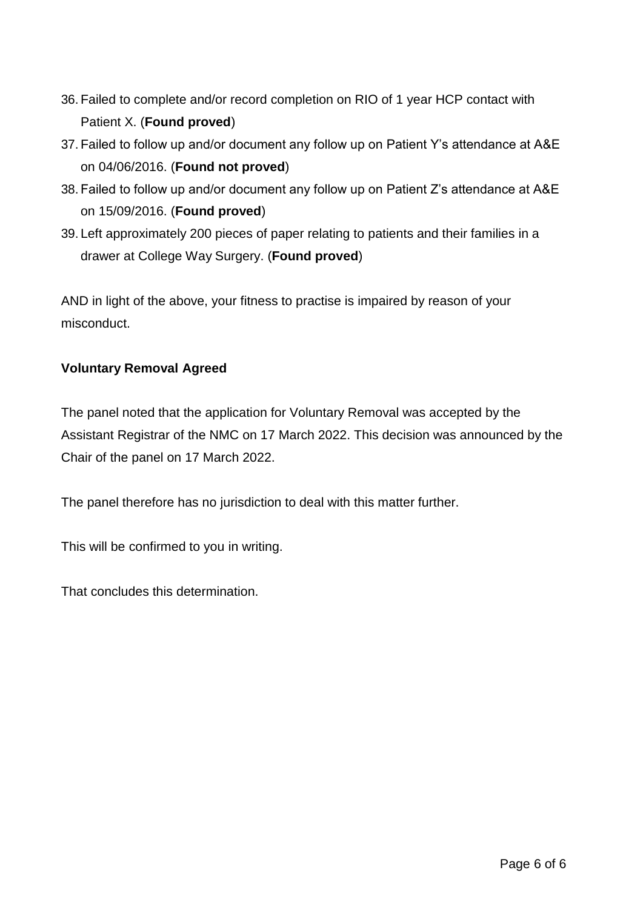36. Failed to complete and/or record completion on RIO of 1 year HCP contact with Patient X. (**Found proved**)
37. Failed to follow up and/or document any follow up on Patient Y's attendance at A&E on 04/06/2016. (**Found not proved**)
38. Failed to follow up and/or document any follow up on Patient Z's attendance at A&E on 15/09/2016. (**Found proved**)
39. Left approximately 200 pieces of paper relating to patients and their families in a drawer at College Way Surgery. (**Found proved**)

AND in light of the above, your fitness to practise is impaired by reason of your misconduct.

**Voluntary Removal Agreed**

The panel noted that the application for Voluntary Removal was accepted by the Assistant Registrar of the NMC on 17 March 2022. This decision was announced by the Chair of the panel on 17 March 2022.

The panel therefore has no jurisdiction to deal with this matter further.

This will be confirmed to you in writing.

That concludes this determination.